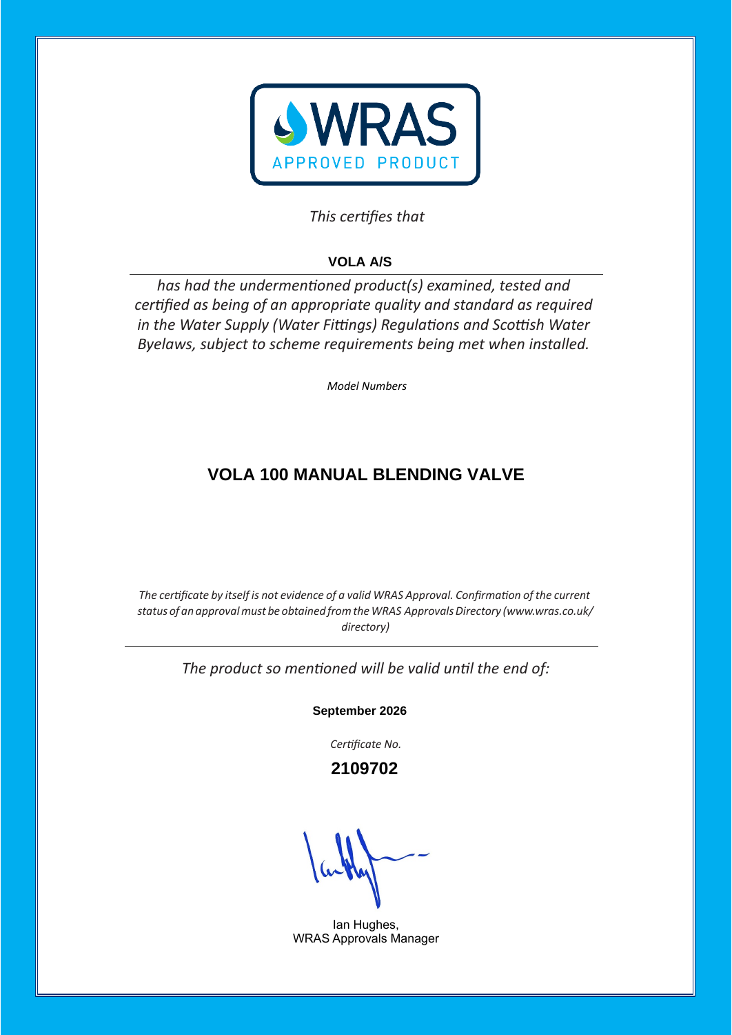**WRAS**

APPROVED PRODUCT

*This certifies that*

**VOLA A/S**

*has had the undermentioned product(s) examined, tested and certified as being of an appropriate quality and standard as required in the Water Supply (Water Fittings) Regulations and Scottish Water Byelaws, subject to scheme requirements being met when installed.*

*Model Numbers*

## VOLA 100 MANUAL BLENDING VALVE

*The certificate by itself is not evidence of a valid WRAS Approval. Confirmation of the current status of an approval must be obtained from the WRAS Approvals Directory (www.wras.co.uk/directory)*

---

*The product so mentioned will be valid until the end of:*

**September 2026**

*Certificate No.*

**2109702**

Ian Hughes,
WRAS Approvals Manager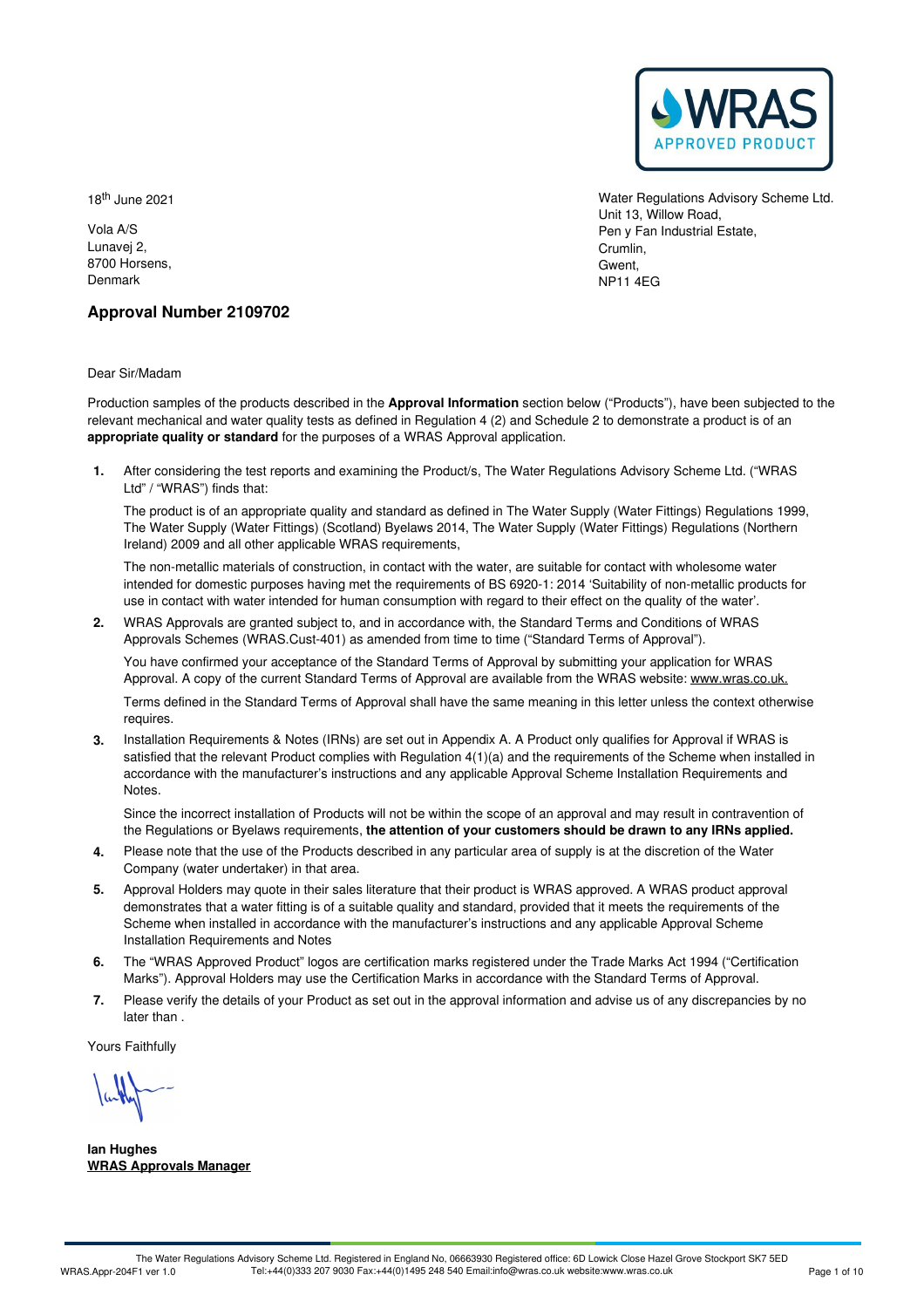18th June 2021

Vola A/S
Lunavej 2,
8700 Horsens,
Denmark

Water Regulations Advisory Scheme Ltd.
Unit 13, Willow Road,
Pen y Fan Industrial Estate,
Crumlin,
Gwent,
NP11 4EG

## Approval Number 2109702

Dear Sir/Madam

Production samples of the products described in the **Approval Information** section below ("Products"), have been subjected to the relevant mechanical and water quality tests as defined in Regulation 4 (2) and Schedule 2 to demonstrate a product is of an **appropriate quality or standard** for the purposes of a WRAS Approval application.

1. After considering the test reports and examining the Product/s, The Water Regulations Advisory Scheme Ltd. ("WRAS Ltd" / "WRAS") finds that:

   The product is of an appropriate quality and standard as defined in The Water Supply (Water Fittings) Regulations 1999, The Water Supply (Water Fittings) (Scotland) Byelaws 2014, The Water Supply (Water Fittings) Regulations (Northern Ireland) 2009 and all other applicable WRAS requirements,

   The non-metallic materials of construction, in contact with the water, are suitable for contact with wholesome water intended for domestic purposes having met the requirements of BS 6920-1: 2014 'Suitability of non-metallic products for use in contact with water intended for human consumption with regard to their effect on the quality of the water'.

2. WRAS Approvals are granted subject to, and in accordance with, the Standard Terms and Conditions of WRAS Approvals Schemes (WRAS.Cust-401) as amended from time to time ("Standard Terms of Approval").

   You have confirmed your acceptance of the Standard Terms of Approval by submitting your application for WRAS Approval. A copy of the current Standard Terms of Approval are available from the WRAS website: www.wras.co.uk.

   Terms defined in the Standard Terms of Approval shall have the same meaning in this letter unless the context otherwise requires.

3. Installation Requirements & Notes (IRNs) are set out in Appendix A. A Product only qualifies for Approval if WRAS is satisfied that the relevant Product complies with Regulation 4(1)(a) and the requirements of the Scheme when installed in accordance with the manufacturer's instructions and any applicable Approval Scheme Installation Requirements and Notes.

   Since the incorrect installation of Products will not be within the scope of an approval and may result in contravention of the Regulations or Byelaws requirements, **the attention of your customers should be drawn to any IRNs applied.**

4. Please note that the use of the Products described in any particular area of supply is at the discretion of the Water Company (water undertaker) in that area.

5. Approval Holders may quote in their sales literature that their product is WRAS approved. A WRAS product approval demonstrates that a water fitting is of a suitable quality and standard, provided that it meets the requirements of the Scheme when installed in accordance with the manufacturer's instructions and any applicable Approval Scheme Installation Requirements and Notes

6. The "WRAS Approved Product" logos are certification marks registered under the Trade Marks Act 1994 ("Certification Marks"). Approval Holders may use the Certification Marks in accordance with the Standard Terms of Approval.

7. Please verify the details of your Product as set out in the approval information and advise us of any discrepancies by no later than .

Yours Faithfully

**Ian Hughes**
**WRAS Approvals Manager**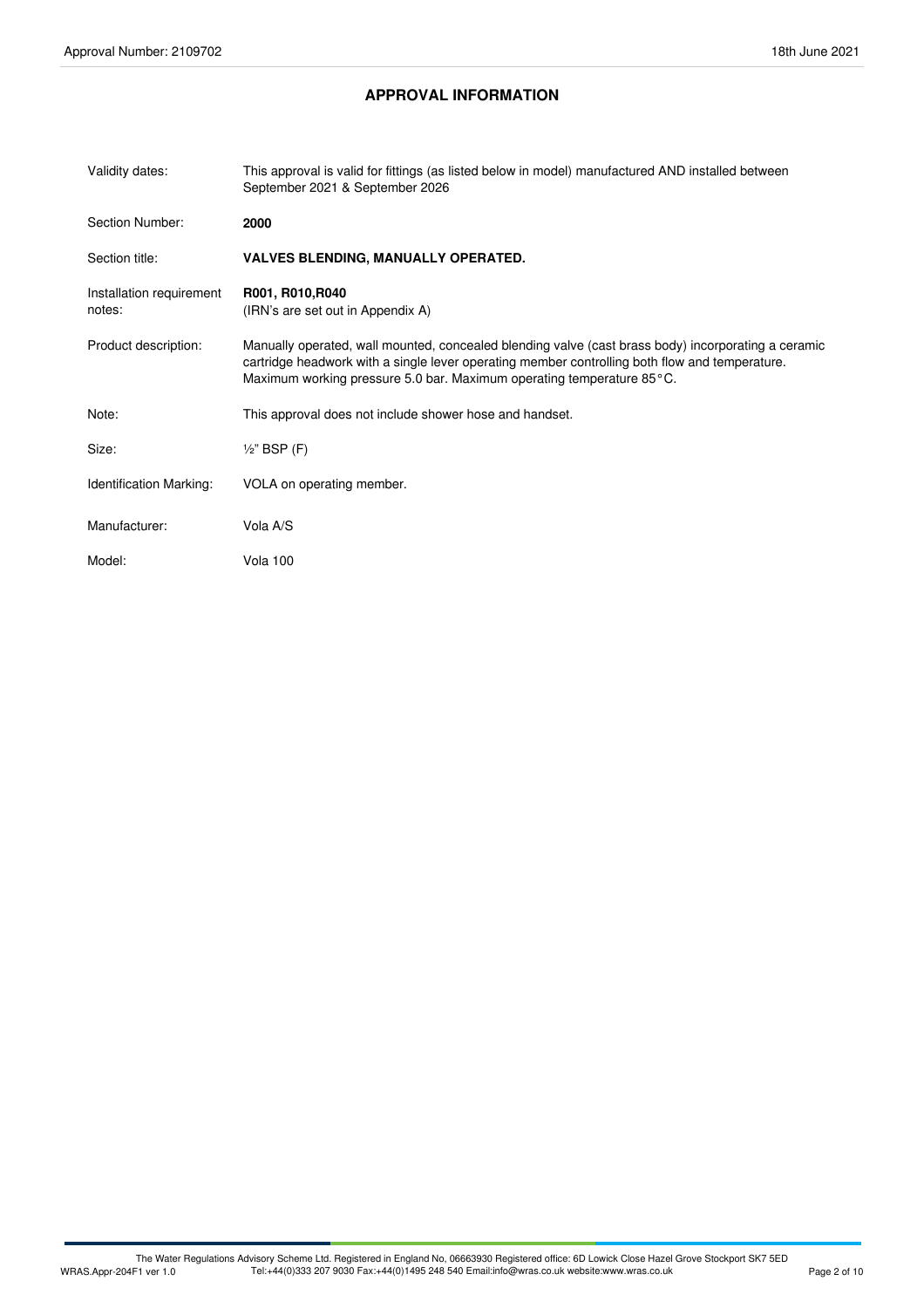## APPROVAL INFORMATION

| | |
|---|---|
| Validity dates: | This approval is valid for fittings (as listed below in model) manufactured AND installed between September 2021 & September 2026 |
| Section Number: | **2000** |
| Section title: | **VALVES BLENDING, MANUALLY OPERATED.** |
| Installation requirement notes: | **R001, R010,R040**<br>(IRN's are set out in Appendix A) |
| Product description: | Manually operated, wall mounted, concealed blending valve (cast brass body) incorporating a ceramic cartridge headwork with a single lever operating member controlling both flow and temperature. Maximum working pressure 5.0 bar. Maximum operating temperature 85°C. |
| Note: | This approval does not include shower hose and handset. |
| Size: | ½" BSP (F) |
| Identification Marking: | VOLA on operating member. |
| Manufacturer: | Vola A/S |
| Model: | Vola 100 |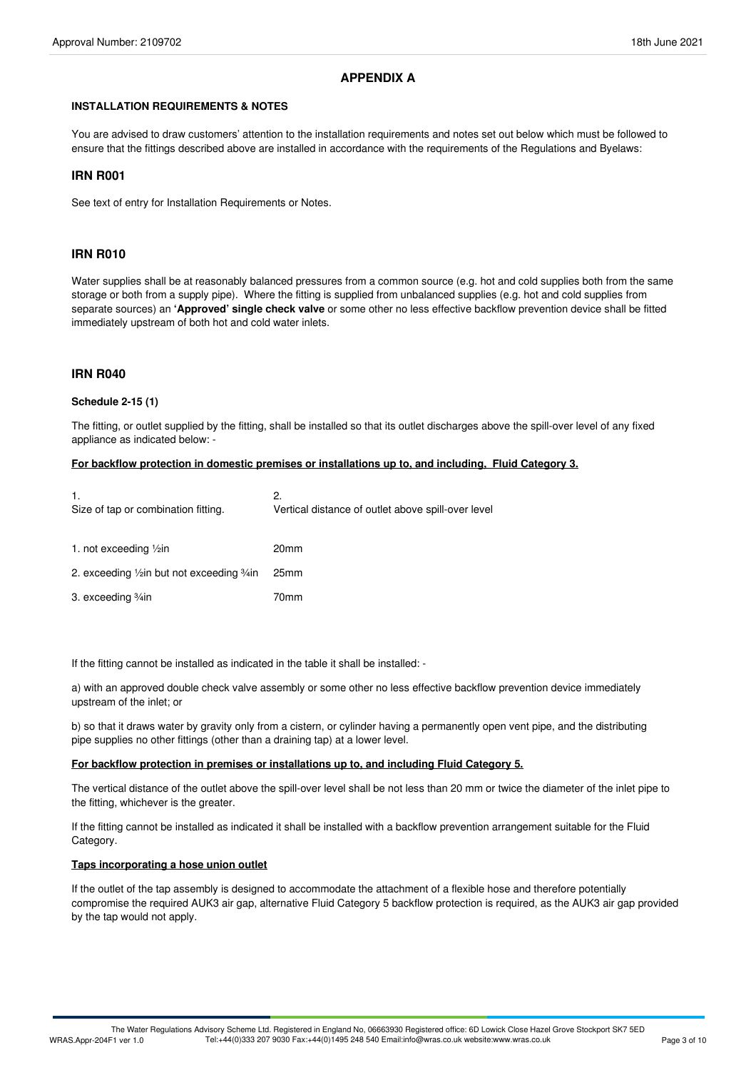## APPENDIX A

### INSTALLATION REQUIREMENTS & NOTES

You are advised to draw customers' attention to the installation requirements and notes set out below which must be followed to ensure that the fittings described above are installed in accordance with the requirements of the Regulations and Byelaws:

### IRN R001

See text of entry for Installation Requirements or Notes.

### IRN R010

Water supplies shall be at reasonably balanced pressures from a common source (e.g. hot and cold supplies both from the same storage or both from a supply pipe). Where the fitting is supplied from unbalanced supplies (e.g. hot and cold supplies from separate sources) an **'Approved' single check valve** or some other no less effective backflow prevention device shall be fitted immediately upstream of both hot and cold water inlets.

### IRN R040

**Schedule 2-15 (1)**

The fitting, or outlet supplied by the fitting, shall be installed so that its outlet discharges above the spill-over level of any fixed appliance as indicated below: -

**For backflow protection in domestic premises or installations up to, and including, Fluid Category 3.**

| 1. Size of tap or combination fitting. | 2. Vertical distance of outlet above spill-over level |
|---|---|
| 1. not exceeding ½in | 20mm |
| 2. exceeding ½in but not exceeding ¾in | 25mm |
| 3. exceeding ¾in | 70mm |

If the fitting cannot be installed as indicated in the table it shall be installed: -

a) with an approved double check valve assembly or some other no less effective backflow prevention device immediately upstream of the inlet; or

b) so that it draws water by gravity only from a cistern, or cylinder having a permanently open vent pipe, and the distributing pipe supplies no other fittings (other than a draining tap) at a lower level.

**For backflow protection in premises or installations up to, and including Fluid Category 5.**

The vertical distance of the outlet above the spill-over level shall be not less than 20 mm or twice the diameter of the inlet pipe to the fitting, whichever is the greater.

If the fitting cannot be installed as indicated it shall be installed with a backflow prevention arrangement suitable for the Fluid Category.

**Taps incorporating a hose union outlet**

If the outlet of the tap assembly is designed to accommodate the attachment of a flexible hose and therefore potentially compromise the required AUK3 air gap, alternative Fluid Category 5 backflow protection is required, as the AUK3 air gap provided by the tap would not apply.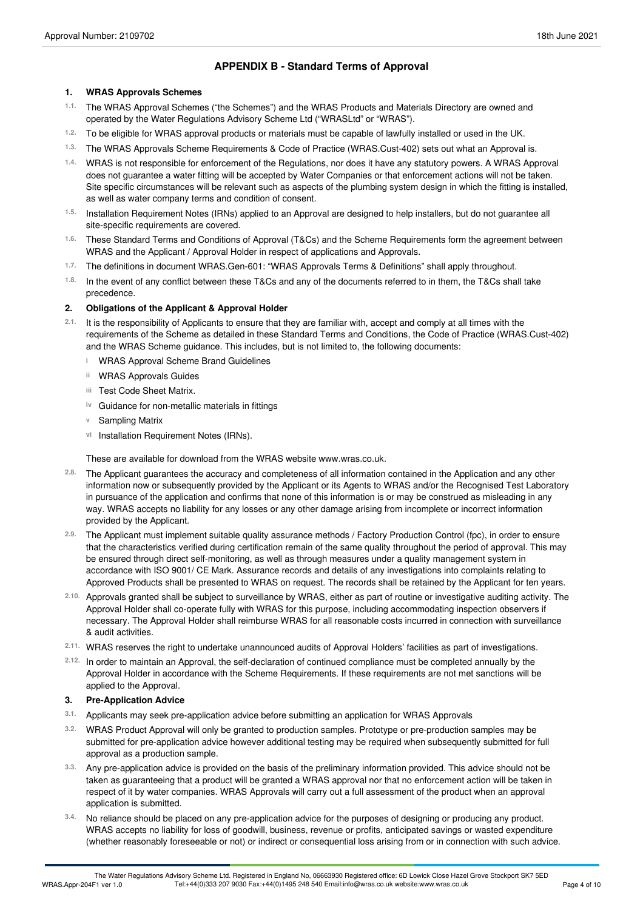## APPENDIX B - Standard Terms of Approval

### 1. WRAS Approvals Schemes

1.1. The WRAS Approval Schemes ("the Schemes") and the WRAS Products and Materials Directory are owned and operated by the Water Regulations Advisory Scheme Ltd ("WRASLtd" or "WRAS").

1.2. To be eligible for WRAS approval products or materials must be capable of lawfully installed or used in the UK.

1.3. The WRAS Approvals Scheme Requirements & Code of Practice (WRAS.Cust-402) sets out what an Approval is.

1.4. WRAS is not responsible for enforcement of the Regulations, nor does it have any statutory powers. A WRAS Approval does not guarantee a water fitting will be accepted by Water Companies or that enforcement actions will not be taken. Site specific circumstances will be relevant such as aspects of the plumbing system design in which the fitting is installed, as well as water company terms and condition of consent.

1.5. Installation Requirement Notes (IRNs) applied to an Approval are designed to help installers, but do not guarantee all site-specific requirements are covered.

1.6. These Standard Terms and Conditions of Approval (T&Cs) and the Scheme Requirements form the agreement between WRAS and the Applicant / Approval Holder in respect of applications and Approvals.

1.7. The definitions in document WRAS.Gen-601: "WRAS Approvals Terms & Definitions" shall apply throughout.

1.8. In the event of any conflict between these T&Cs and any of the documents referred to in them, the T&Cs shall take precedence.

### 2. Obligations of the Applicant & Approval Holder

2.1. It is the responsibility of Applicants to ensure that they are familiar with, accept and comply at all times with the requirements of the Scheme as detailed in these Standard Terms and Conditions, the Code of Practice (WRAS.Cust-402) and the WRAS Scheme guidance. This includes, but is not limited to, the following documents:

- i WRAS Approval Scheme Brand Guidelines
- ii WRAS Approvals Guides
- iii Test Code Sheet Matrix.
- iv Guidance for non-metallic materials in fittings
- v Sampling Matrix
- vi Installation Requirement Notes (IRNs).

These are available for download from the WRAS website www.wras.co.uk.

2.8. The Applicant guarantees the accuracy and completeness of all information contained in the Application and any other information now or subsequently provided by the Applicant or its Agents to WRAS and/or the Recognised Test Laboratory in pursuance of the application and confirms that none of this information is or may be construed as misleading in any way. WRAS accepts no liability for any losses or any other damage arising from incomplete or incorrect information provided by the Applicant.

2.9. The Applicant must implement suitable quality assurance methods / Factory Production Control (fpc), in order to ensure that the characteristics verified during certification remain of the same quality throughout the period of approval. This may be ensured through direct self-monitoring, as well as through measures under a quality management system in accordance with ISO 9001/ CE Mark. Assurance records and details of any investigations into complaints relating to Approved Products shall be presented to WRAS on request. The records shall be retained by the Applicant for ten years.

2.10. Approvals granted shall be subject to surveillance by WRAS, either as part of routine or investigative auditing activity. The Approval Holder shall co-operate fully with WRAS for this purpose, including accommodating inspection observers if necessary. The Approval Holder shall reimburse WRAS for all reasonable costs incurred in connection with surveillance & audit activities.

2.11. WRAS reserves the right to undertake unannounced audits of Approval Holders' facilities as part of investigations.

2.12. In order to maintain an Approval, the self-declaration of continued compliance must be completed annually by the Approval Holder in accordance with the Scheme Requirements. If these requirements are not met sanctions will be applied to the Approval.

### 3. Pre-Application Advice

3.1. Applicants may seek pre-application advice before submitting an application for WRAS Approvals

3.2. WRAS Product Approval will only be granted to production samples. Prototype or pre-production samples may be submitted for pre-application advice however additional testing may be required when subsequently submitted for full approval as a production sample.

3.3. Any pre-application advice is provided on the basis of the preliminary information provided. This advice should not be taken as guaranteeing that a product will be granted a WRAS approval nor that no enforcement action will be taken in respect of it by water companies. WRAS Approvals will carry out a full assessment of the product when an approval application is submitted.

3.4. No reliance should be placed on any pre-application advice for the purposes of designing or producing any product. WRAS accepts no liability for loss of goodwill, business, revenue or profits, anticipated savings or wasted expenditure (whether reasonably foreseeable or not) or indirect or consequential loss arising from or in connection with such advice.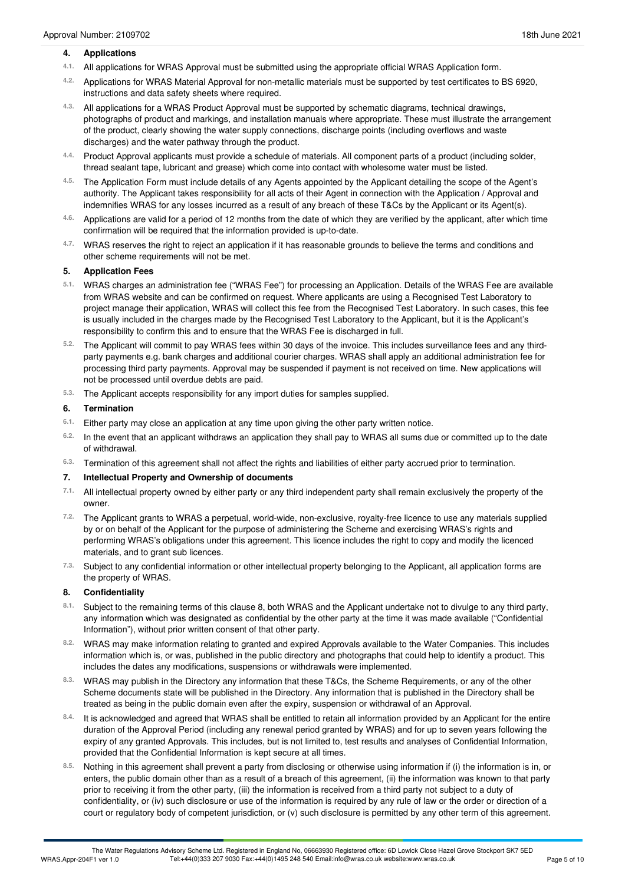## 4. Applications

4.1. All applications for WRAS Approval must be submitted using the appropriate official WRAS Application form.

4.2. Applications for WRAS Material Approval for non-metallic materials must be supported by test certificates to BS 6920, instructions and data safety sheets where required.

4.3. All applications for a WRAS Product Approval must be supported by schematic diagrams, technical drawings, photographs of product and markings, and installation manuals where appropriate. These must illustrate the arrangement of the product, clearly showing the water supply connections, discharge points (including overflows and waste discharges) and the water pathway through the product.

4.4. Product Approval applicants must provide a schedule of materials. All component parts of a product (including solder, thread sealant tape, lubricant and grease) which come into contact with wholesome water must be listed.

4.5. The Application Form must include details of any Agents appointed by the Applicant detailing the scope of the Agent's authority. The Applicant takes responsibility for all acts of their Agent in connection with the Application / Approval and indemnifies WRAS for any losses incurred as a result of any breach of these T&Cs by the Applicant or its Agent(s).

4.6. Applications are valid for a period of 12 months from the date of which they are verified by the applicant, after which time confirmation will be required that the information provided is up-to-date.

4.7. WRAS reserves the right to reject an application if it has reasonable grounds to believe the terms and conditions and other scheme requirements will not be met.

## 5. Application Fees

5.1. WRAS charges an administration fee ("WRAS Fee") for processing an Application. Details of the WRAS Fee are available from WRAS website and can be confirmed on request. Where applicants are using a Recognised Test Laboratory to project manage their application, WRAS will collect this fee from the Recognised Test Laboratory. In such cases, this fee is usually included in the charges made by the Recognised Test Laboratory to the Applicant, but it is the Applicant's responsibility to confirm this and to ensure that the WRAS Fee is discharged in full.

5.2. The Applicant will commit to pay WRAS fees within 30 days of the invoice. This includes surveillance fees and any third-party payments e.g. bank charges and additional courier charges. WRAS shall apply an additional administration fee for processing third party payments. Approval may be suspended if payment is not received on time. New applications will not be processed until overdue debts are paid.

5.3. The Applicant accepts responsibility for any import duties for samples supplied.

## 6. Termination

6.1. Either party may close an application at any time upon giving the other party written notice.

6.2. In the event that an applicant withdraws an application they shall pay to WRAS all sums due or committed up to the date of withdrawal.

6.3. Termination of this agreement shall not affect the rights and liabilities of either party accrued prior to termination.

## 7. Intellectual Property and Ownership of documents

7.1. All intellectual property owned by either party or any third independent party shall remain exclusively the property of the owner.

7.2. The Applicant grants to WRAS a perpetual, world-wide, non-exclusive, royalty-free licence to use any materials supplied by or on behalf of the Applicant for the purpose of administering the Scheme and exercising WRAS's rights and performing WRAS's obligations under this agreement. This licence includes the right to copy and modify the licenced materials, and to grant sub licences.

7.3. Subject to any confidential information or other intellectual property belonging to the Applicant, all application forms are the property of WRAS.

## 8. Confidentiality

8.1. Subject to the remaining terms of this clause 8, both WRAS and the Applicant undertake not to divulge to any third party, any information which was designated as confidential by the other party at the time it was made available ("Confidential Information"), without prior written consent of that other party.

8.2. WRAS may make information relating to granted and expired Approvals available to the Water Companies. This includes information which is, or was, published in the public directory and photographs that could help to identify a product. This includes the dates any modifications, suspensions or withdrawals were implemented.

8.3. WRAS may publish in the Directory any information that these T&Cs, the Scheme Requirements, or any of the other Scheme documents state will be published in the Directory. Any information that is published in the Directory shall be treated as being in the public domain even after the expiry, suspension or withdrawal of an Approval.

8.4. It is acknowledged and agreed that WRAS shall be entitled to retain all information provided by an Applicant for the entire duration of the Approval Period (including any renewal period granted by WRAS) and for up to seven years following the expiry of any granted Approvals. This includes, but is not limited to, test results and analyses of Confidential Information, provided that the Confidential Information is kept secure at all times.

8.5. Nothing in this agreement shall prevent a party from disclosing or otherwise using information if (i) the information is in, or enters, the public domain other than as a result of a breach of this agreement, (ii) the information was known to that party prior to receiving it from the other party, (iii) the information is received from a third party not subject to a duty of confidentiality, or (iv) such disclosure or use of the information is required by any rule of law or the order or direction of a court or regulatory body of competent jurisdiction, or (v) such disclosure is permitted by any other term of this agreement.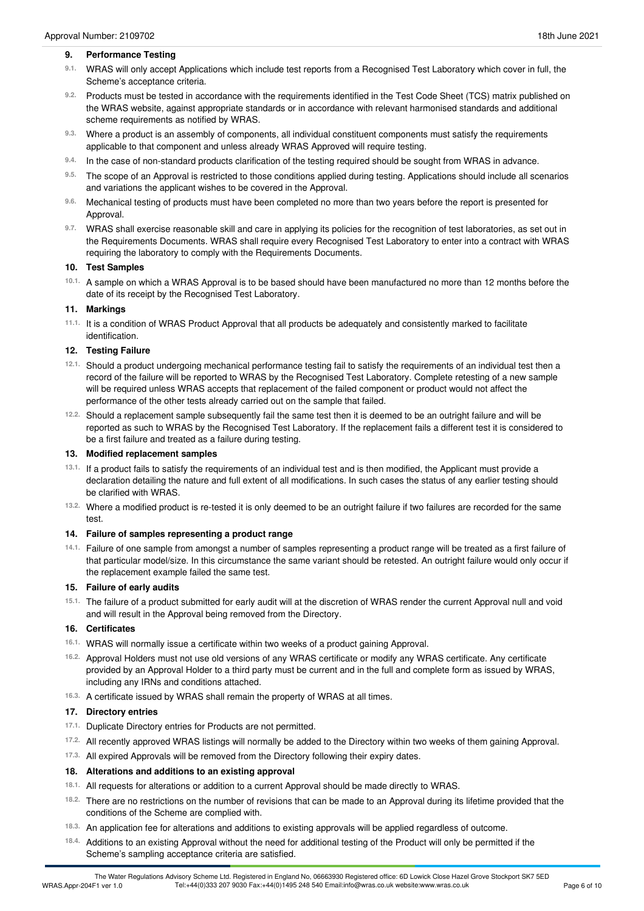## 9. Performance Testing

9.1. WRAS will only accept Applications which include test reports from a Recognised Test Laboratory which cover in full, the Scheme's acceptance criteria.

9.2. Products must be tested in accordance with the requirements identified in the Test Code Sheet (TCS) matrix published on the WRAS website, against appropriate standards or in accordance with relevant harmonised standards and additional scheme requirements as notified by WRAS.

9.3. Where a product is an assembly of components, all individual constituent components must satisfy the requirements applicable to that component and unless already WRAS Approved will require testing.

9.4. In the case of non-standard products clarification of the testing required should be sought from WRAS in advance.

9.5. The scope of an Approval is restricted to those conditions applied during testing. Applications should include all scenarios and variations the applicant wishes to be covered in the Approval.

9.6. Mechanical testing of products must have been completed no more than two years before the report is presented for Approval.

9.7. WRAS shall exercise reasonable skill and care in applying its policies for the recognition of test laboratories, as set out in the Requirements Documents. WRAS shall require every Recognised Test Laboratory to enter into a contract with WRAS requiring the laboratory to comply with the Requirements Documents.

## 10. Test Samples

10.1. A sample on which a WRAS Approval is to be based should have been manufactured no more than 12 months before the date of its receipt by the Recognised Test Laboratory.

## 11. Markings

11.1. It is a condition of WRAS Product Approval that all products be adequately and consistently marked to facilitate identification.

## 12. Testing Failure

12.1. Should a product undergoing mechanical performance testing fail to satisfy the requirements of an individual test then a record of the failure will be reported to WRAS by the Recognised Test Laboratory. Complete retesting of a new sample will be required unless WRAS accepts that replacement of the failed component or product would not affect the performance of the other tests already carried out on the sample that failed.

12.2. Should a replacement sample subsequently fail the same test then it is deemed to be an outright failure and will be reported as such to WRAS by the Recognised Test Laboratory. If the replacement fails a different test it is considered to be a first failure and treated as a failure during testing.

## 13. Modified replacement samples

13.1. If a product fails to satisfy the requirements of an individual test and is then modified, the Applicant must provide a declaration detailing the nature and full extent of all modifications. In such cases the status of any earlier testing should be clarified with WRAS.

13.2. Where a modified product is re-tested it is only deemed to be an outright failure if two failures are recorded for the same test.

## 14. Failure of samples representing a product range

14.1. Failure of one sample from amongst a number of samples representing a product range will be treated as a first failure of that particular model/size. In this circumstance the same variant should be retested. An outright failure would only occur if the replacement example failed the same test.

## 15. Failure of early audits

15.1. The failure of a product submitted for early audit will at the discretion of WRAS render the current Approval null and void and will result in the Approval being removed from the Directory.

## 16. Certificates

16.1. WRAS will normally issue a certificate within two weeks of a product gaining Approval.

16.2. Approval Holders must not use old versions of any WRAS certificate or modify any WRAS certificate. Any certificate provided by an Approval Holder to a third party must be current and in the full and complete form as issued by WRAS, including any IRNs and conditions attached.

16.3. A certificate issued by WRAS shall remain the property of WRAS at all times.

## 17. Directory entries

17.1. Duplicate Directory entries for Products are not permitted.

17.2. All recently approved WRAS listings will normally be added to the Directory within two weeks of them gaining Approval.

17.3. All expired Approvals will be removed from the Directory following their expiry dates.

## 18. Alterations and additions to an existing approval

18.1. All requests for alterations or addition to a current Approval should be made directly to WRAS.

18.2. There are no restrictions on the number of revisions that can be made to an Approval during its lifetime provided that the conditions of the Scheme are complied with.

18.3. An application fee for alterations and additions to existing approvals will be applied regardless of outcome.

18.4. Additions to an existing Approval without the need for additional testing of the Product will only be permitted if the Scheme's sampling acceptance criteria are satisfied.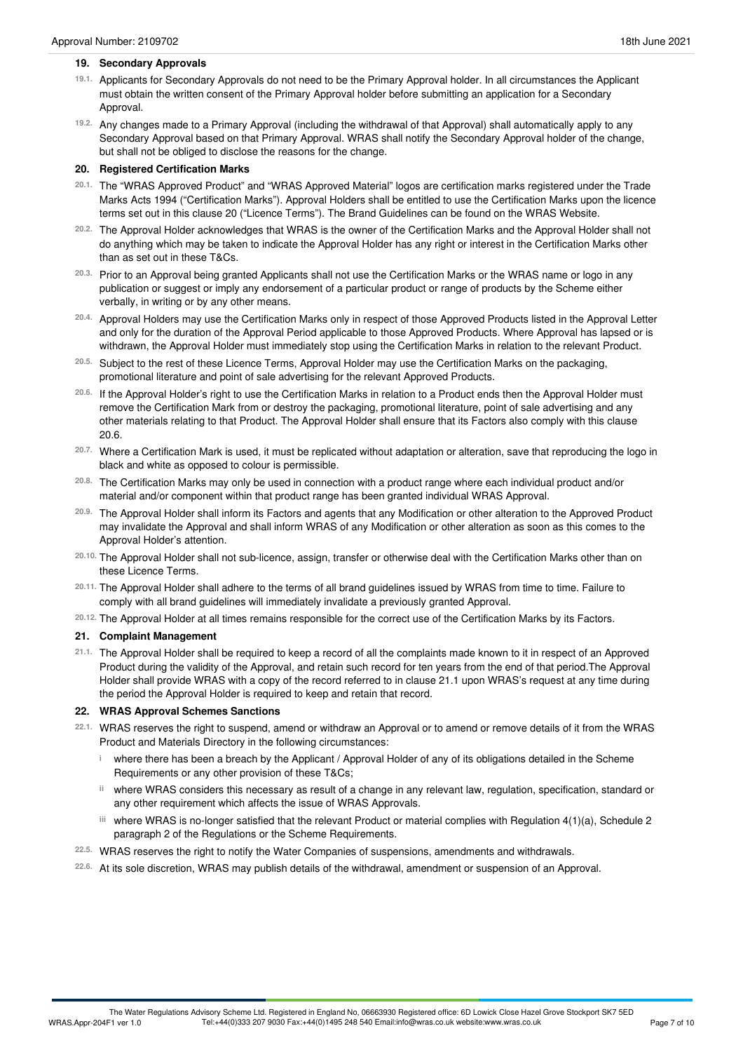## 19. Secondary Approvals

19.1. Applicants for Secondary Approvals do not need to be the Primary Approval holder. In all circumstances the Applicant must obtain the written consent of the Primary Approval holder before submitting an application for a Secondary Approval.

19.2. Any changes made to a Primary Approval (including the withdrawal of that Approval) shall automatically apply to any Secondary Approval based on that Primary Approval. WRAS shall notify the Secondary Approval holder of the change, but shall not be obliged to disclose the reasons for the change.

## 20. Registered Certification Marks

20.1. The "WRAS Approved Product" and "WRAS Approved Material" logos are certification marks registered under the Trade Marks Acts 1994 ("Certification Marks"). Approval Holders shall be entitled to use the Certification Marks upon the licence terms set out in this clause 20 ("Licence Terms"). The Brand Guidelines can be found on the WRAS Website.

20.2. The Approval Holder acknowledges that WRAS is the owner of the Certification Marks and the Approval Holder shall not do anything which may be taken to indicate the Approval Holder has any right or interest in the Certification Marks other than as set out in these T&Cs.

20.3. Prior to an Approval being granted Applicants shall not use the Certification Marks or the WRAS name or logo in any publication or suggest or imply any endorsement of a particular product or range of products by the Scheme either verbally, in writing or by any other means.

20.4. Approval Holders may use the Certification Marks only in respect of those Approved Products listed in the Approval Letter and only for the duration of the Approval Period applicable to those Approved Products. Where Approval has lapsed or is withdrawn, the Approval Holder must immediately stop using the Certification Marks in relation to the relevant Product.

20.5. Subject to the rest of these Licence Terms, Approval Holder may use the Certification Marks on the packaging, promotional literature and point of sale advertising for the relevant Approved Products.

20.6. If the Approval Holder's right to use the Certification Marks in relation to a Product ends then the Approval Holder must remove the Certification Mark from or destroy the packaging, promotional literature, point of sale advertising and any other materials relating to that Product. The Approval Holder shall ensure that its Factors also comply with this clause 20.6.

20.7. Where a Certification Mark is used, it must be replicated without adaptation or alteration, save that reproducing the logo in black and white as opposed to colour is permissible.

20.8. The Certification Marks may only be used in connection with a product range where each individual product and/or material and/or component within that product range has been granted individual WRAS Approval.

20.9. The Approval Holder shall inform its Factors and agents that any Modification or other alteration to the Approved Product may invalidate the Approval and shall inform WRAS of any Modification or other alteration as soon as this comes to the Approval Holder's attention.

20.10. The Approval Holder shall not sub-licence, assign, transfer or otherwise deal with the Certification Marks other than on these Licence Terms.

20.11. The Approval Holder shall adhere to the terms of all brand guidelines issued by WRAS from time to time. Failure to comply with all brand guidelines will immediately invalidate a previously granted Approval.

20.12. The Approval Holder at all times remains responsible for the correct use of the Certification Marks by its Factors.

## 21. Complaint Management

21.1. The Approval Holder shall be required to keep a record of all the complaints made known to it in respect of an Approved Product during the validity of the Approval, and retain such record for ten years from the end of that period.The Approval Holder shall provide WRAS with a copy of the record referred to in clause 21.1 upon WRAS's request at any time during the period the Approval Holder is required to keep and retain that record.

## 22. WRAS Approval Schemes Sanctions

22.1. WRAS reserves the right to suspend, amend or withdraw an Approval or to amend or remove details of it from the WRAS Product and Materials Directory in the following circumstances:

- i where there has been a breach by the Applicant / Approval Holder of any of its obligations detailed in the Scheme Requirements or any other provision of these T&Cs;
- ii where WRAS considers this necessary as result of a change in any relevant law, regulation, specification, standard or any other requirement which affects the issue of WRAS Approvals.
- iii where WRAS is no-longer satisfied that the relevant Product or material complies with Regulation 4(1)(a), Schedule 2 paragraph 2 of the Regulations or the Scheme Requirements.

22.5. WRAS reserves the right to notify the Water Companies of suspensions, amendments and withdrawals.

22.6. At its sole discretion, WRAS may publish details of the withdrawal, amendment or suspension of an Approval.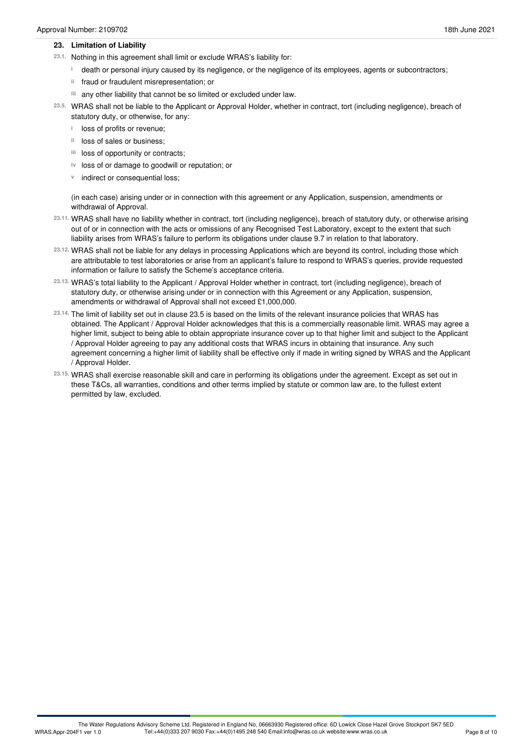## 23. Limitation of Liability

23.1. Nothing in this agreement shall limit or exclude WRAS's liability for:

- i death or personal injury caused by its negligence, or the negligence of its employees, agents or subcontractors;
- ii fraud or fraudulent misrepresentation; or
- iii any other liability that cannot be so limited or excluded under law.

23.5. WRAS shall not be liable to the Applicant or Approval Holder, whether in contract, tort (including negligence), breach of statutory duty, or otherwise, for any:

- i loss of profits or revenue;
- ii loss of sales or business;
- iii loss of opportunity or contracts;
- iv loss of or damage to goodwill or reputation; or
- v indirect or consequential loss;

(in each case) arising under or in connection with this agreement or any Application, suspension, amendments or withdrawal of Approval.

23.11. WRAS shall have no liability whether in contract, tort (including negligence), breach of statutory duty, or otherwise arising out of or in connection with the acts or omissions of any Recognised Test Laboratory, except to the extent that such liability arises from WRAS's failure to perform its obligations under clause 9.7 in relation to that laboratory.

23.12. WRAS shall not be liable for any delays in processing Applications which are beyond its control, including those which are attributable to test laboratories or arise from an applicant's failure to respond to WRAS's queries, provide requested information or failure to satisfy the Scheme's acceptance criteria.

23.13. WRAS's total liability to the Applicant / Approval Holder whether in contract, tort (including negligence), breach of statutory duty, or otherwise arising under or in connection with this Agreement or any Application, suspension, amendments or withdrawal of Approval shall not exceed £1,000,000.

23.14. The limit of liability set out in clause 23.5 is based on the limits of the relevant insurance policies that WRAS has obtained. The Applicant / Approval Holder acknowledges that this is a commercially reasonable limit. WRAS may agree a higher limit, subject to being able to obtain appropriate insurance cover up to that higher limit and subject to the Applicant / Approval Holder agreeing to pay any additional costs that WRAS incurs in obtaining that insurance. Any such agreement concerning a higher limit of liability shall be effective only if made in writing signed by WRAS and the Applicant / Approval Holder.

23.15. WRAS shall exercise reasonable skill and care in performing its obligations under the agreement. Except as set out in these T&Cs, all warranties, conditions and other terms implied by statute or common law are, to the fullest extent permitted by law, excluded.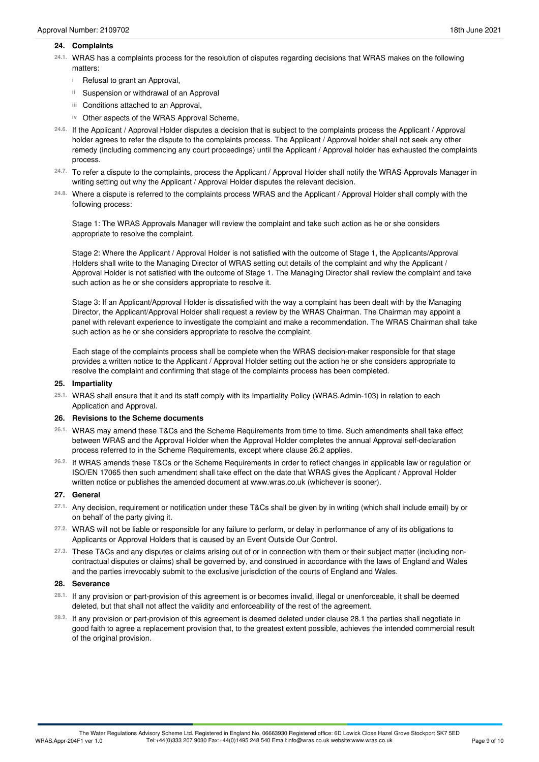## 24. Complaints

24.1. WRAS has a complaints process for the resolution of disputes regarding decisions that WRAS makes on the following matters:

- i Refusal to grant an Approval,
- ii Suspension or withdrawal of an Approval
- iii Conditions attached to an Approval,
- iv Other aspects of the WRAS Approval Scheme,

24.6. If the Applicant / Approval Holder disputes a decision that is subject to the complaints process the Applicant / Approval holder agrees to refer the dispute to the complaints process. The Applicant / Approval holder shall not seek any other remedy (including commencing any court proceedings) until the Applicant / Approval holder has exhausted the complaints process.

24.7. To refer a dispute to the complaints, process the Applicant / Approval Holder shall notify the WRAS Approvals Manager in writing setting out why the Applicant / Approval Holder disputes the relevant decision.

24.8. Where a dispute is referred to the complaints process WRAS and the Applicant / Approval Holder shall comply with the following process:

Stage 1: The WRAS Approvals Manager will review the complaint and take such action as he or she considers appropriate to resolve the complaint.

Stage 2: Where the Applicant / Approval Holder is not satisfied with the outcome of Stage 1, the Applicants/Approval Holders shall write to the Managing Director of WRAS setting out details of the complaint and why the Applicant / Approval Holder is not satisfied with the outcome of Stage 1. The Managing Director shall review the complaint and take such action as he or she considers appropriate to resolve it.

Stage 3: If an Applicant/Approval Holder is dissatisfied with the way a complaint has been dealt with by the Managing Director, the Applicant/Approval Holder shall request a review by the WRAS Chairman. The Chairman may appoint a panel with relevant experience to investigate the complaint and make a recommendation. The WRAS Chairman shall take such action as he or she considers appropriate to resolve the complaint.

Each stage of the complaints process shall be complete when the WRAS decision-maker responsible for that stage provides a written notice to the Applicant / Approval Holder setting out the action he or she considers appropriate to resolve the complaint and confirming that stage of the complaints process has been completed.

## 25. Impartiality

25.1. WRAS shall ensure that it and its staff comply with its Impartiality Policy (WRAS.Admin-103) in relation to each Application and Approval.

## 26. Revisions to the Scheme documents

26.1. WRAS may amend these T&Cs and the Scheme Requirements from time to time. Such amendments shall take effect between WRAS and the Approval Holder when the Approval Holder completes the annual Approval self-declaration process referred to in the Scheme Requirements, except where clause 26.2 applies.

26.2. If WRAS amends these T&Cs or the Scheme Requirements in order to reflect changes in applicable law or regulation or ISO/EN 17065 then such amendment shall take effect on the date that WRAS gives the Applicant / Approval Holder written notice or publishes the amended document at www.wras.co.uk (whichever is sooner).

## 27. General

27.1. Any decision, requirement or notification under these T&Cs shall be given by in writing (which shall include email) by or on behalf of the party giving it.

27.2. WRAS will not be liable or responsible for any failure to perform, or delay in performance of any of its obligations to Applicants or Approval Holders that is caused by an Event Outside Our Control.

27.3. These T&Cs and any disputes or claims arising out of or in connection with them or their subject matter (including non-contractual disputes or claims) shall be governed by, and construed in accordance with the laws of England and Wales and the parties irrevocably submit to the exclusive jurisdiction of the courts of England and Wales.

## 28. Severance

28.1. If any provision or part-provision of this agreement is or becomes invalid, illegal or unenforceable, it shall be deemed deleted, but that shall not affect the validity and enforceability of the rest of the agreement.

28.2. If any provision or part-provision of this agreement is deemed deleted under clause 28.1 the parties shall negotiate in good faith to agree a replacement provision that, to the greatest extent possible, achieves the intended commercial result of the original provision.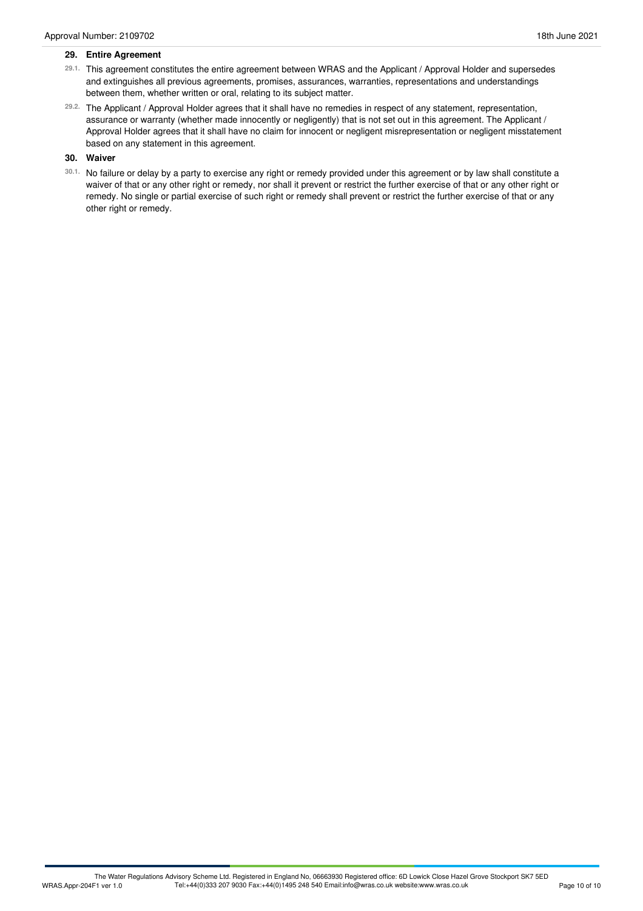## 29. Entire Agreement

29.1. This agreement constitutes the entire agreement between WRAS and the Applicant / Approval Holder and supersedes and extinguishes all previous agreements, promises, assurances, warranties, representations and understandings between them, whether written or oral, relating to its subject matter.

29.2. The Applicant / Approval Holder agrees that it shall have no remedies in respect of any statement, representation, assurance or warranty (whether made innocently or negligently) that is not set out in this agreement. The Applicant / Approval Holder agrees that it shall have no claim for innocent or negligent misrepresentation or negligent misstatement based on any statement in this agreement.

## 30. Waiver

30.1. No failure or delay by a party to exercise any right or remedy provided under this agreement or by law shall constitute a waiver of that or any other right or remedy, nor shall it prevent or restrict the further exercise of that or any other right or remedy. No single or partial exercise of such right or remedy shall prevent or restrict the further exercise of that or any other right or remedy.